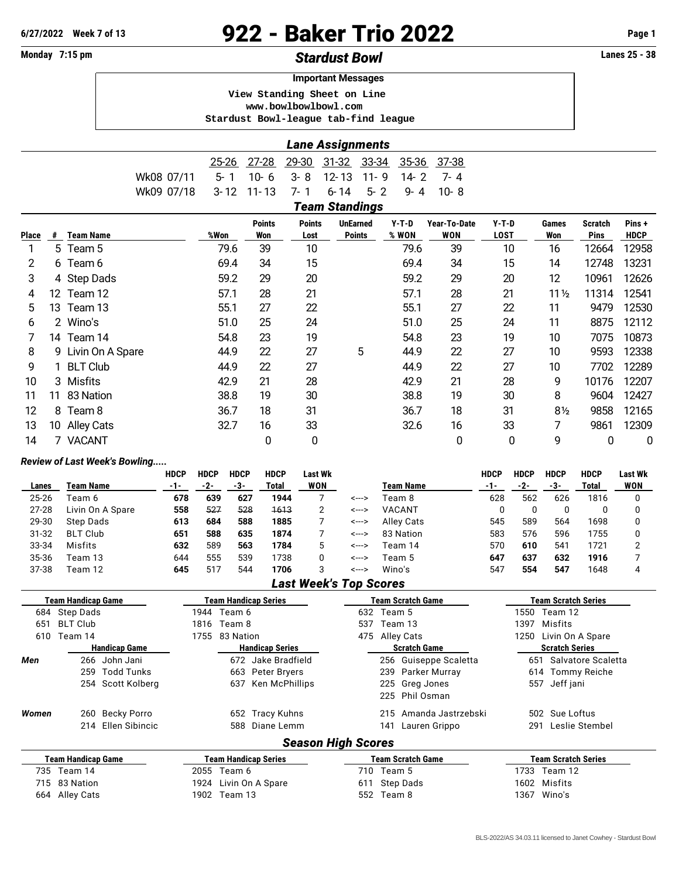6/27/2022 Week 7 of 13

# 922 - Baker Trio 2022

Monday 7:15 pm

## *Stardust Bowl*

Lanes 25 - 38

**Important Messages**

```
View Standing Sheet on Line
www.bowlbowlbowl.com
Stardust Bowl-league tab-find league
```

### *Lane Assignments*

| | 25-26 | 27-28 | 29-30 | 31-32 | 33-34 | 35-36 | 37-38 |
|---|---|---|---|---|---|---|---|
| Wk08 07/11 | 5- 1 | 10- 6 | 3- 8 | 12- 13 | 11- 9 | 14- 2 | 7- 4 |
| Wk09 07/18 | 3- 12 | 11- 13 | 7- 1 | 6- 14 | 5- 2 | 9- 4 | 10- 8 |

### *Team Standings*

| Place | # | Team Name | %Won | Points Won | Points Lost | UnEarned Points | Y-T-D % WON | Year-To-Date WON | Y-T-D LOST | Games Won | Scratch Pins | Pins + HDCP |
|---|---|---|---|---|---|---|---|---|---|---|---|---|
| 1 | 5 | Team 5 | 79.6 | 39 | 10 | | 79.6 | 39 | 10 | 16 | 12664 | 12958 |
| 2 | 6 | Team 6 | 69.4 | 34 | 15 | | 69.4 | 34 | 15 | 14 | 12748 | 13231 |
| 3 | 4 | Step Dads | 59.2 | 29 | 20 | | 59.2 | 29 | 20 | 12 | 10961 | 12626 |
| 4 | 12 | Team 12 | 57.1 | 28 | 21 | | 57.1 | 28 | 21 | 11½ | 11314 | 12541 |
| 5 | 13 | Team 13 | 55.1 | 27 | 22 | | 55.1 | 27 | 22 | 11 | 9479 | 12530 |
| 6 | 2 | Wino's | 51.0 | 25 | 24 | | 51.0 | 25 | 24 | 11 | 8875 | 12112 |
| 7 | 14 | Team 14 | 54.8 | 23 | 19 | | 54.8 | 23 | 19 | 10 | 7075 | 10873 |
| 8 | 9 | Livin On A Spare | 44.9 | 22 | 27 | 5 | 44.9 | 22 | 27 | 10 | 9593 | 12338 |
| 9 | 1 | BLT Club | 44.9 | 22 | 27 | | 44.9 | 22 | 27 | 10 | 7702 | 12289 |
| 10 | 3 | Misfits | 42.9 | 21 | 28 | | 42.9 | 21 | 28 | 9 | 10176 | 12207 |
| 11 | 11 | 83 Nation | 38.8 | 19 | 30 | | 38.8 | 19 | 30 | 8 | 9604 | 12427 |
| 12 | 8 | Team 8 | 36.7 | 18 | 31 | | 36.7 | 18 | 31 | 8½ | 9858 | 12165 |
| 13 | 10 | Alley Cats | 32.7 | 16 | 33 | | 32.6 | 16 | 33 | 7 | 9861 | 12309 |
| 14 | 7 | VACANT | | 0 | 0 | | | 0 | 0 | 9 | 0 | 0 |

### *Review of Last Week's Bowling.....*

| Lanes | Team Name | HDCP -1- | HDCP -2- | HDCP -3- | HDCP Total | Last Wk WON | | Team Name | HDCP -1- | HDCP -2- | HDCP -3- | HDCP Total | Last Wk WON |
|---|---|---|---|---|---|---|---|---|---|---|---|---|---|
| 25-26 | Team 6 | **678** | **639** | **627** | **1944** | 7 | <---> | Team 8 | 628 | 562 | 626 | 1816 | 0 |
| 27-28 | Livin On A Spare | **558** | ~~527~~ | ~~528~~ | ~~1613~~ | 2 | <---> | VACANT | 0 | 0 | 0 | 0 | 0 |
| 29-30 | Step Dads | **613** | **684** | **588** | **1885** | 7 | <---> | Alley Cats | 545 | 589 | 564 | 1698 | 0 |
| 31-32 | BLT Club | **651** | **588** | **635** | **1874** | 7 | <---> | 83 Nation | 583 | 576 | 596 | 1755 | 0 |
| 33-34 | Misfits | **632** | 589 | **563** | **1784** | 5 | <---> | Team 14 | 570 | **610** | 541 | 1721 | 2 |
| 35-36 | Team 13 | 644 | 555 | 539 | 1738 | 0 | <---> | Team 5 | **647** | **637** | **632** | **1916** | 7 |
| 37-38 | Team 12 | **645** | 517 | 544 | **1706** | 3 | <---> | Wino's | 547 | **554** | **547** | 1648 | 4 |

### *Last Week's Top Scores*

| | Team Handicap Game | Team Handicap Series | Team Scratch Game | Team Scratch Series |
|---|---|---|---|---|
| | 684 Step Dads | 1944 Team 6 | 632 Team 5 | 1550 Team 12 |
| | 651 BLT Club | 1816 Team 8 | 537 Team 13 | 1397 Misfits |
| | 610 Team 14 | 1755 83 Nation | 475 Alley Cats | 1250 Livin On A Spare |

| | Handicap Game | Handicap Series | Scratch Game | Scratch Series |
|---|---|---|---|---|
| *Men* | 266 John Jani | 672 Jake Bradfield | 256 Guiseppe Scaletta | 651 Salvatore Scaletta |
| | 259 Todd Tunks | 663 Peter Bryers | 239 Parker Murray | 614 Tommy Reiche |
| | 254 Scott Kolberg | 637 Ken McPhillips | 225 Greg Jones | 557 Jeff jani |
| | | | 225 Phil Osman | |
| *Women* | 260 Becky Porro | 652 Tracy Kuhns | 215 Amanda Jastrzebski | 502 Sue Loftus |
| | 214 Ellen Sibincic | 588 Diane Lemm | 141 Lauren Grippo | 291 Leslie Stembel |

### *Season High Scores*

| Team Handicap Game | Team Handicap Series | Team Scratch Game | Team Scratch Series |
|---|---|---|---|
| 735 Team 14 | 2055 Team 6 | 710 Team 5 | 1733 Team 12 |
| 715 83 Nation | 1924 Livin On A Spare | 611 Step Dads | 1602 Misfits |
| 664 Alley Cats | 1902 Team 13 | 552 Team 8 | 1367 Wino's |

BLS-2022/AS 34.03.11 licensed to Janet Cowhey - Stardust Bowl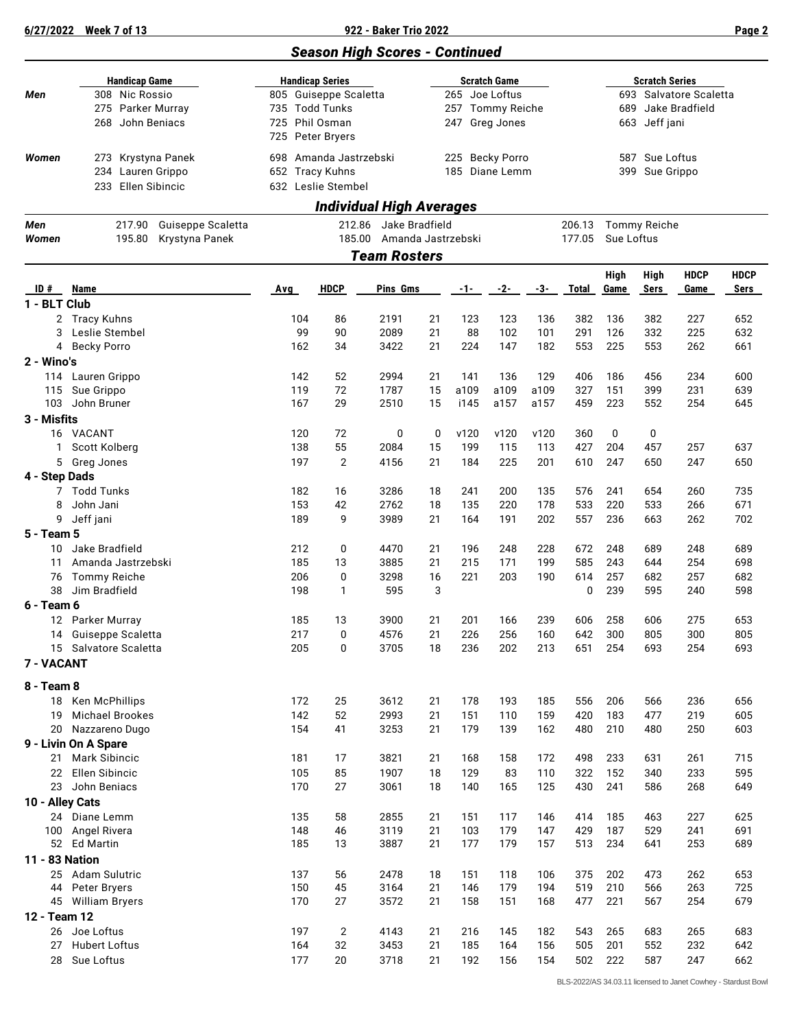## Season High Scores - Continued

| | Handicap Game | Handicap Series | Scratch Game | Scratch Series |
|---|---|---|---|---|
| **Men** | 308 Nic Rossio | 805 Guiseppe Scaletta | 265 Joe Loftus | 693 Salvatore Scaletta |
| | 275 Parker Murray | 735 Todd Tunks | 257 Tommy Reiche | 689 Jake Bradfield |
| | 268 John Beniacs | 725 Phil Osman | 247 Greg Jones | 663 Jeff jani |
| | | 725 Peter Bryers | | |
| **Women** | 273 Krystyna Panek | 698 Amanda Jastrzebski | 225 Becky Porro | 587 Sue Loftus |
| | 234 Lauren Grippo | 652 Tracy Kuhns | 185 Diane Lemm | 399 Sue Grippo |
| | 233 Ellen Sibincic | 632 Leslie Stembel | | |

## Individual High Averages

| | | | |
|---|---|---|---|
| **Men** | 217.90 Guiseppe Scaletta | 212.86 Jake Bradfield | 206.13 Tommy Reiche |
| **Women** | 195.80 Krystyna Panek | 185.00 Amanda Jastrzebski | 177.05 Sue Loftus |

## Team Rosters

| ID # | Name | Avg | HDCP | Pins | Gms | -1- | -2- | -3- | Total | High Game | High Sers | HDCP Game | HDCP Sers |
|---|---|---|---|---|---|---|---|---|---|---|---|---|---|
| **1 - BLT Club** | | | | | | | | | | | | | |
| 2 | Tracy Kuhns | 104 | 86 | 2191 | 21 | 123 | 123 | 136 | 382 | 136 | 382 | 227 | 652 |
| 3 | Leslie Stembel | 99 | 90 | 2089 | 21 | 88 | 102 | 101 | 291 | 126 | 332 | 225 | 632 |
| 4 | Becky Porro | 162 | 34 | 3422 | 21 | 224 | 147 | 182 | 553 | 225 | 553 | 262 | 661 |
| **2 - Wino's** | | | | | | | | | | | | | |
| 114 | Lauren Grippo | 142 | 52 | 2994 | 21 | 141 | 136 | 129 | 406 | 186 | 456 | 234 | 600 |
| 115 | Sue Grippo | 119 | 72 | 1787 | 15 | a109 | a109 | a109 | 327 | 151 | 399 | 231 | 639 |
| 103 | John Bruner | 167 | 29 | 2510 | 15 | i145 | a157 | a157 | 459 | 223 | 552 | 254 | 645 |
| **3 - Misfits** | | | | | | | | | | | | | |
| 16 | VACANT | 120 | 72 | 0 | 0 | v120 | v120 | v120 | 360 | 0 | 0 | | |
| 1 | Scott Kolberg | 138 | 55 | 2084 | 15 | 199 | 115 | 113 | 427 | 204 | 457 | 257 | 637 |
| 5 | Greg Jones | 197 | 2 | 4156 | 21 | 184 | 225 | 201 | 610 | 247 | 650 | 247 | 650 |
| **4 - Step Dads** | | | | | | | | | | | | | |
| 7 | Todd Tunks | 182 | 16 | 3286 | 18 | 241 | 200 | 135 | 576 | 241 | 654 | 260 | 735 |
| 8 | John Jani | 153 | 42 | 2762 | 18 | 135 | 220 | 178 | 533 | 220 | 533 | 266 | 671 |
| 9 | Jeff jani | 189 | 9 | 3989 | 21 | 164 | 191 | 202 | 557 | 236 | 663 | 262 | 702 |
| **5 - Team 5** | | | | | | | | | | | | | |
| 10 | Jake Bradfield | 212 | 0 | 4470 | 21 | 196 | 248 | 228 | 672 | 248 | 689 | 248 | 689 |
| 11 | Amanda Jastrzebski | 185 | 13 | 3885 | 21 | 215 | 171 | 199 | 585 | 243 | 644 | 254 | 698 |
| 76 | Tommy Reiche | 206 | 0 | 3298 | 16 | 221 | 203 | 190 | 614 | 257 | 682 | 257 | 682 |
| 38 | Jim Bradfield | 198 | 1 | 595 | 3 | | | | 0 | 239 | 595 | 240 | 598 |
| **6 - Team 6** | | | | | | | | | | | | | |
| 12 | Parker Murray | 185 | 13 | 3900 | 21 | 201 | 166 | 239 | 606 | 258 | 606 | 275 | 653 |
| 14 | Guiseppe Scaletta | 217 | 0 | 4576 | 21 | 226 | 256 | 160 | 642 | 300 | 805 | 300 | 805 |
| 15 | Salvatore Scaletta | 205 | 0 | 3705 | 18 | 236 | 202 | 213 | 651 | 254 | 693 | 254 | 693 |
| **7 - VACANT** | | | | | | | | | | | | | |
| **8 - Team 8** | | | | | | | | | | | | | |
| 18 | Ken McPhillips | 172 | 25 | 3612 | 21 | 178 | 193 | 185 | 556 | 206 | 566 | 236 | 656 |
| 19 | Michael Brookes | 142 | 52 | 2993 | 21 | 151 | 110 | 159 | 420 | 183 | 477 | 219 | 605 |
| 20 | Nazzareno Dugo | 154 | 41 | 3253 | 21 | 179 | 139 | 162 | 480 | 210 | 480 | 250 | 603 |
| **9 - Livin On A Spare** | | | | | | | | | | | | | |
| 21 | Mark Sibincic | 181 | 17 | 3821 | 21 | 168 | 158 | 172 | 498 | 233 | 631 | 261 | 715 |
| 22 | Ellen Sibincic | 105 | 85 | 1907 | 18 | 129 | 83 | 110 | 322 | 152 | 340 | 233 | 595 |
| 23 | John Beniacs | 170 | 27 | 3061 | 18 | 140 | 165 | 125 | 430 | 241 | 586 | 268 | 649 |
| **10 - Alley Cats** | | | | | | | | | | | | | |
| 24 | Diane Lemm | 135 | 58 | 2855 | 21 | 151 | 117 | 146 | 414 | 185 | 463 | 227 | 625 |
| 100 | Angel Rivera | 148 | 46 | 3119 | 21 | 103 | 179 | 147 | 429 | 187 | 529 | 241 | 691 |
| 52 | Ed Martin | 185 | 13 | 3887 | 21 | 177 | 179 | 157 | 513 | 234 | 641 | 253 | 689 |
| **11 - 83 Nation** | | | | | | | | | | | | | |
| 25 | Adam Sulutric | 137 | 56 | 2478 | 18 | 151 | 118 | 106 | 375 | 202 | 473 | 262 | 653 |
| 44 | Peter Bryers | 150 | 45 | 3164 | 21 | 146 | 179 | 194 | 519 | 210 | 566 | 263 | 725 |
| 45 | William Bryers | 170 | 27 | 3572 | 21 | 158 | 151 | 168 | 477 | 221 | 567 | 254 | 679 |
| **12 - Team 12** | | | | | | | | | | | | | |
| 26 | Joe Loftus | 197 | 2 | 4143 | 21 | 216 | 145 | 182 | 543 | 265 | 683 | 265 | 683 |
| 27 | Hubert Loftus | 164 | 32 | 3453 | 21 | 185 | 164 | 156 | 505 | 201 | 552 | 232 | 642 |
| 28 | Sue Loftus | 177 | 20 | 3718 | 21 | 192 | 156 | 154 | 502 | 222 | 587 | 247 | 662 |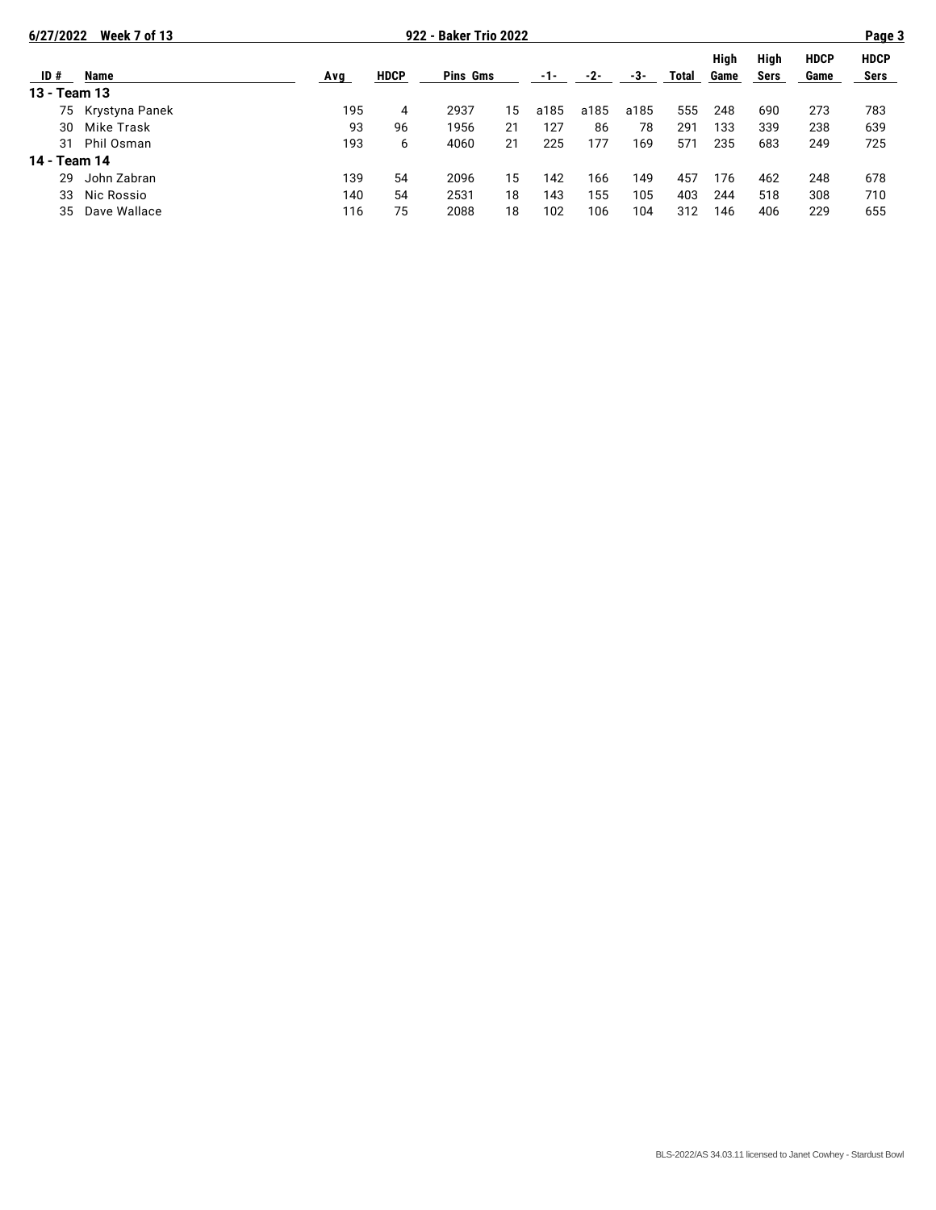| ID # | Name | Avg | HDCP | Pins | Gms | -1- | -2- | -3- | Total | High Game | High Sers | HDCP Game | HDCP Sers |
|---|---|---|---|---|---|---|---|---|---|---|---|---|---|
| **13 - Team 13** | | | | | | | | | | | | | |
| 75 | Krystyna Panek | 195 | 4 | 2937 | 15 | a185 | a185 | a185 | 555 | 248 | 690 | 273 | 783 |
| 30 | Mike Trask | 93 | 96 | 1956 | 21 | 127 | 86 | 78 | 291 | 133 | 339 | 238 | 639 |
| 31 | Phil Osman | 193 | 6 | 4060 | 21 | 225 | 177 | 169 | 571 | 235 | 683 | 249 | 725 |
| **14 - Team 14** | | | | | | | | | | | | | |
| 29 | John Zabran | 139 | 54 | 2096 | 15 | 142 | 166 | 149 | 457 | 176 | 462 | 248 | 678 |
| 33 | Nic Rossio | 140 | 54 | 2531 | 18 | 143 | 155 | 105 | 403 | 244 | 518 | 308 | 710 |
| 35 | Dave Wallace | 116 | 75 | 2088 | 18 | 102 | 106 | 104 | 312 | 146 | 406 | 229 | 655 |

BLS-2022/AS 34.03.11 licensed to Janet Cowhey - Stardust Bowl